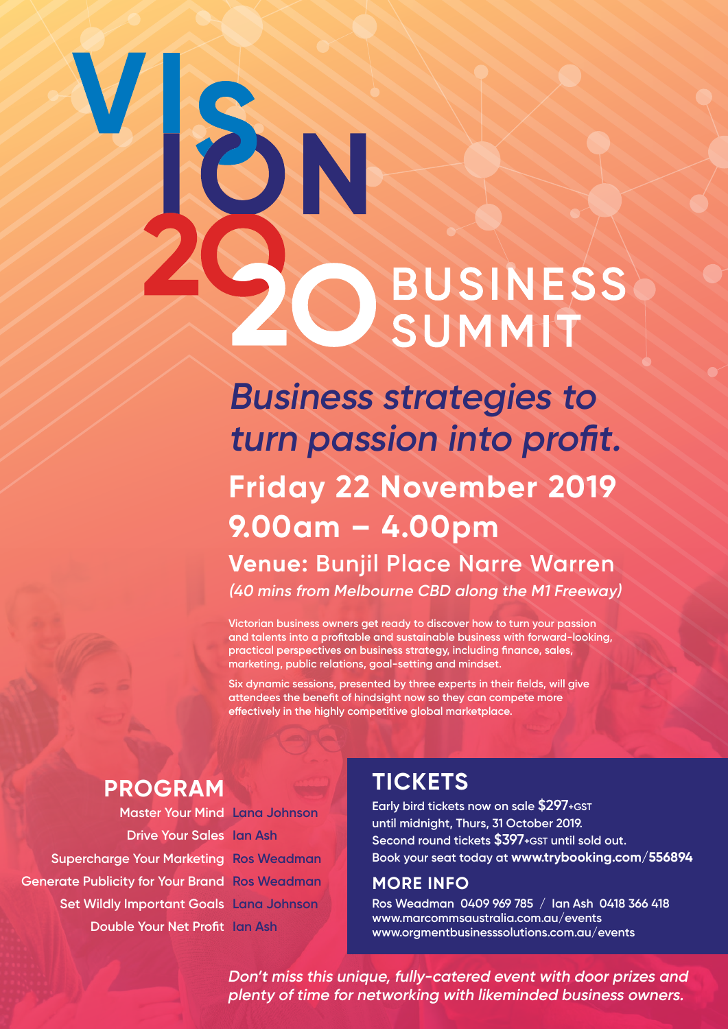# VISION 2020 BUSINESS SUMMIT

## *Business strategies to turn passion into profit.*

## Friday 22 November 2019
## 9.00am – 4.00pm

### Venue: Bunjil Place Narre Warren

*(40 mins from Melbourne CBD along the M1 Freeway)*

Victorian business owners get ready to discover how to turn your passion and talents into a profitable and sustainable business with forward-looking, practical perspectives on business strategy, including finance, sales, marketing, public relations, goal-setting and mindset.

Six dynamic sessions, presented by three experts in their fields, will give attendees the benefit of hindsight now so they can compete more effectively in the highly competitive global marketplace.

## PROGRAM

| | |
|---|---|
| Master Your Mind | Lana Johnson |
| Drive Your Sales | Ian Ash |
| Supercharge Your Marketing | Ros Weadman |
| Generate Publicity for Your Brand | Ros Weadman |
| Set Wildly Important Goals | Lana Johnson |
| Double Your Net Profit | Ian Ash |

## TICKETS

Early bird tickets now on sale **$297**+GST until midnight, Thurs, 31 October 2019.
Second round tickets **$397**+GST until sold out.
Book your seat today at **www.trybooking.com/556894**

### MORE INFO

Ros Weadman 0409 969 785 / Ian Ash 0418 366 418
www.marcommsaustralia.com.au/events
www.orgmentbusinesssolutions.com.au/events

*Don't miss this unique, fully-catered event with door prizes and plenty of time for networking with likeminded business owners.*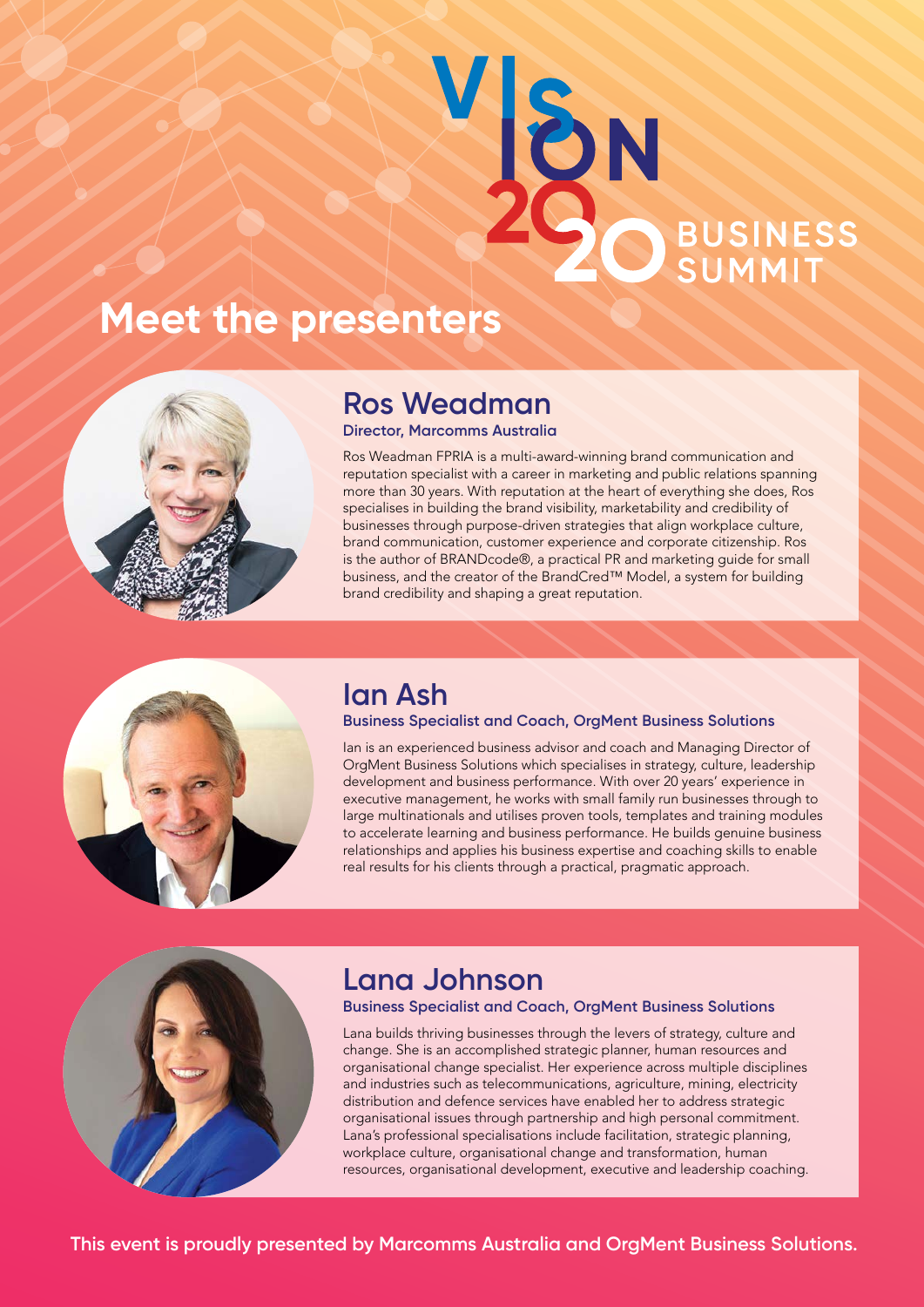VISION 2020 BUSINESS SUMMIT

# Meet the presenters

## Ros Weadman

**Director, Marcomms Australia**

Ros Weadman FPRIA is a multi-award-winning brand communication and reputation specialist with a career in marketing and public relations spanning more than 30 years. With reputation at the heart of everything she does, Ros specialises in building the brand visibility, marketability and credibility of businesses through purpose-driven strategies that align workplace culture, brand communication, customer experience and corporate citizenship. Ros is the author of BRANDcode®, a practical PR and marketing guide for small business, and the creator of the BrandCred™ Model, a system for building brand credibility and shaping a great reputation.

## Ian Ash

**Business Specialist and Coach, OrgMent Business Solutions**

Ian is an experienced business advisor and coach and Managing Director of OrgMent Business Solutions which specialises in strategy, culture, leadership development and business performance. With over 20 years' experience in executive management, he works with small family run businesses through to large multinationals and utilises proven tools, templates and training modules to accelerate learning and business performance. He builds genuine business relationships and applies his business expertise and coaching skills to enable real results for his clients through a practical, pragmatic approach.

## Lana Johnson

**Business Specialist and Coach, OrgMent Business Solutions**

Lana builds thriving businesses through the levers of strategy, culture and change. She is an accomplished strategic planner, human resources and organisational change specialist. Her experience across multiple disciplines and industries such as telecommunications, agriculture, mining, electricity distribution and defence services have enabled her to address strategic organisational issues through partnership and high personal commitment. Lana's professional specialisations include facilitation, strategic planning, workplace culture, organisational change and transformation, human resources, organisational development, executive and leadership coaching.

**This event is proudly presented by Marcomms Australia and OrgMent Business Solutions.**